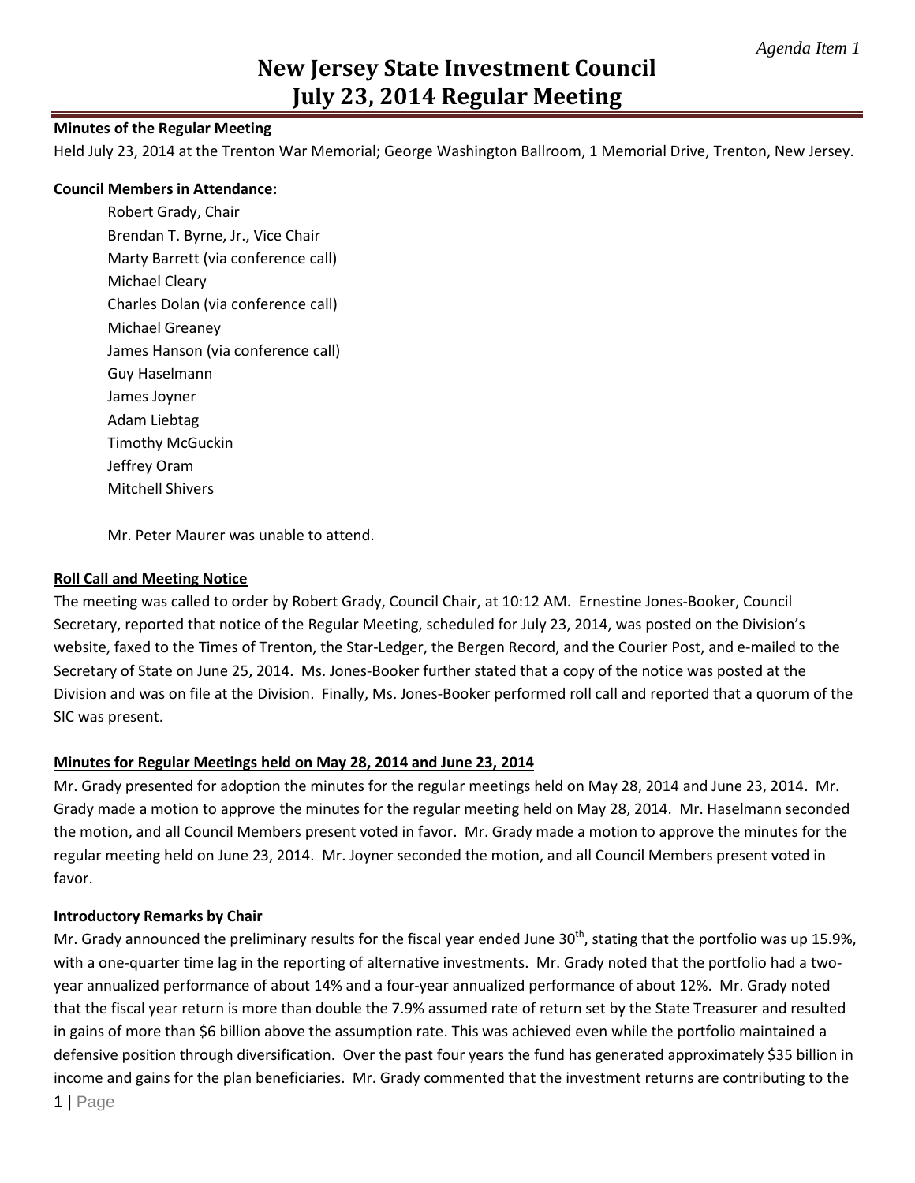*Agenda Item 1*

# New Jersey State Investment Council
# July 23, 2014 Regular Meeting

**Minutes of the Regular Meeting**

Held July 23, 2014 at the Trenton War Memorial; George Washington Ballroom, 1 Memorial Drive, Trenton, New Jersey.

**Council Members in Attendance:**

Robert Grady, Chair
Brendan T. Byrne, Jr., Vice Chair
Marty Barrett (via conference call)
Michael Cleary
Charles Dolan (via conference call)
Michael Greaney
James Hanson (via conference call)
Guy Haselmann
James Joyner
Adam Liebtag
Timothy McGuckin
Jeffrey Oram
Mitchell Shivers

Mr. Peter Maurer was unable to attend.

**Roll Call and Meeting Notice**

The meeting was called to order by Robert Grady, Council Chair, at 10:12 AM. Ernestine Jones-Booker, Council Secretary, reported that notice of the Regular Meeting, scheduled for July 23, 2014, was posted on the Division's website, faxed to the Times of Trenton, the Star-Ledger, the Bergen Record, and the Courier Post, and e-mailed to the Secretary of State on June 25, 2014. Ms. Jones-Booker further stated that a copy of the notice was posted at the Division and was on file at the Division. Finally, Ms. Jones-Booker performed roll call and reported that a quorum of the SIC was present.

**Minutes for Regular Meetings held on May 28, 2014 and June 23, 2014**

Mr. Grady presented for adoption the minutes for the regular meetings held on May 28, 2014 and June 23, 2014. Mr. Grady made a motion to approve the minutes for the regular meeting held on May 28, 2014. Mr. Haselmann seconded the motion, and all Council Members present voted in favor. Mr. Grady made a motion to approve the minutes for the regular meeting held on June 23, 2014. Mr. Joyner seconded the motion, and all Council Members present voted in favor.

**Introductory Remarks by Chair**

Mr. Grady announced the preliminary results for the fiscal year ended June 30th, stating that the portfolio was up 15.9%, with a one-quarter time lag in the reporting of alternative investments. Mr. Grady noted that the portfolio had a two-year annualized performance of about 14% and a four-year annualized performance of about 12%. Mr. Grady noted that the fiscal year return is more than double the 7.9% assumed rate of return set by the State Treasurer and resulted in gains of more than $6 billion above the assumption rate. This was achieved even while the portfolio maintained a defensive position through diversification. Over the past four years the fund has generated approximately $35 billion in income and gains for the plan beneficiaries. Mr. Grady commented that the investment returns are contributing to the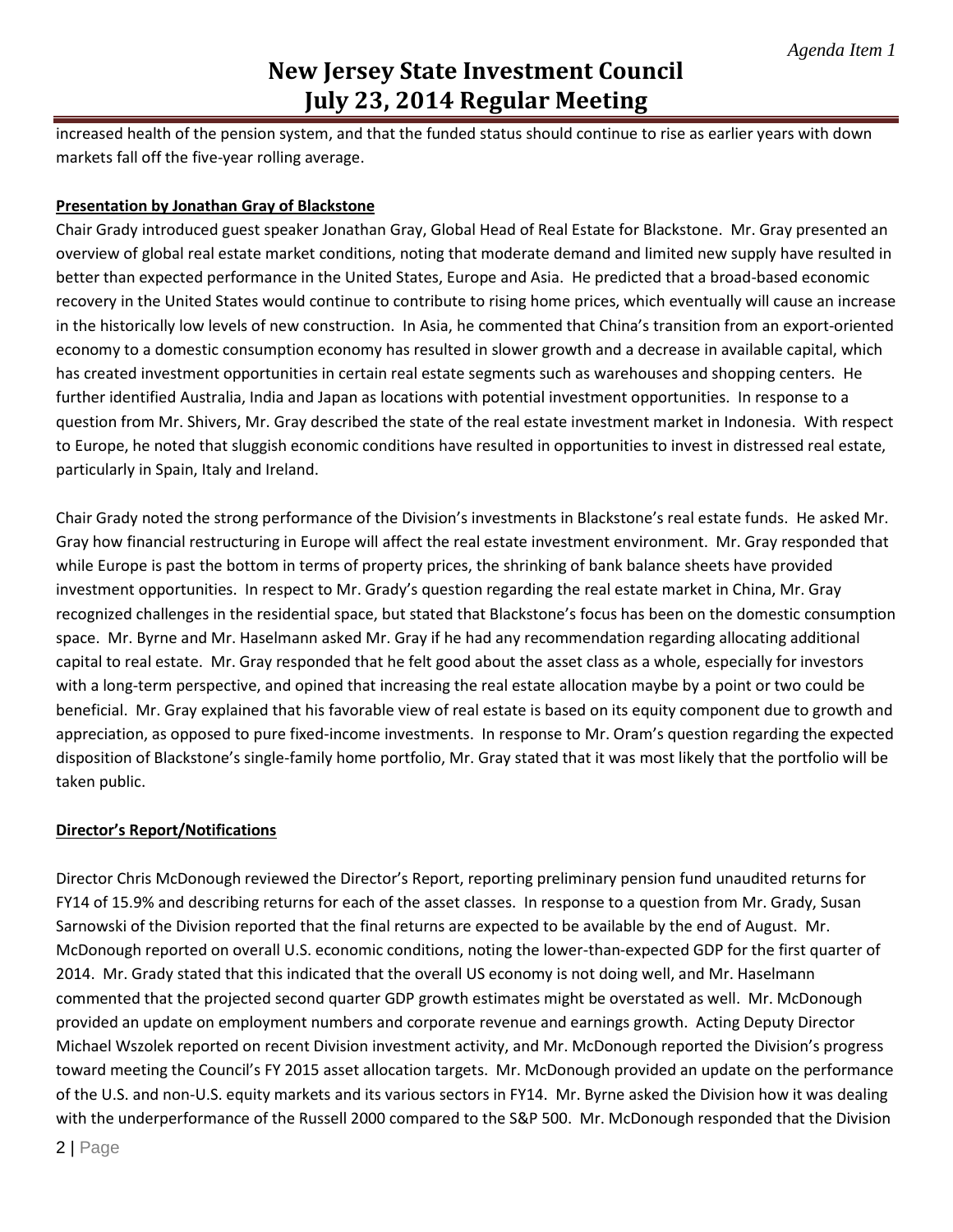increased health of the pension system, and that the funded status should continue to rise as earlier years with down markets fall off the five-year rolling average.

**Presentation by Jonathan Gray of Blackstone**

Chair Grady introduced guest speaker Jonathan Gray, Global Head of Real Estate for Blackstone. Mr. Gray presented an overview of global real estate market conditions, noting that moderate demand and limited new supply have resulted in better than expected performance in the United States, Europe and Asia. He predicted that a broad-based economic recovery in the United States would continue to contribute to rising home prices, which eventually will cause an increase in the historically low levels of new construction. In Asia, he commented that China's transition from an export-oriented economy to a domestic consumption economy has resulted in slower growth and a decrease in available capital, which has created investment opportunities in certain real estate segments such as warehouses and shopping centers. He further identified Australia, India and Japan as locations with potential investment opportunities. In response to a question from Mr. Shivers, Mr. Gray described the state of the real estate investment market in Indonesia. With respect to Europe, he noted that sluggish economic conditions have resulted in opportunities to invest in distressed real estate, particularly in Spain, Italy and Ireland.

Chair Grady noted the strong performance of the Division's investments in Blackstone's real estate funds. He asked Mr. Gray how financial restructuring in Europe will affect the real estate investment environment. Mr. Gray responded that while Europe is past the bottom in terms of property prices, the shrinking of bank balance sheets have provided investment opportunities. In respect to Mr. Grady's question regarding the real estate market in China, Mr. Gray recognized challenges in the residential space, but stated that Blackstone's focus has been on the domestic consumption space. Mr. Byrne and Mr. Haselmann asked Mr. Gray if he had any recommendation regarding allocating additional capital to real estate. Mr. Gray responded that he felt good about the asset class as a whole, especially for investors with a long-term perspective, and opined that increasing the real estate allocation maybe by a point or two could be beneficial. Mr. Gray explained that his favorable view of real estate is based on its equity component due to growth and appreciation, as opposed to pure fixed-income investments. In response to Mr. Oram's question regarding the expected disposition of Blackstone's single-family home portfolio, Mr. Gray stated that it was most likely that the portfolio will be taken public.

**Director's Report/Notifications**

Director Chris McDonough reviewed the Director's Report, reporting preliminary pension fund unaudited returns for FY14 of 15.9% and describing returns for each of the asset classes. In response to a question from Mr. Grady, Susan Sarnowski of the Division reported that the final returns are expected to be available by the end of August. Mr. McDonough reported on overall U.S. economic conditions, noting the lower-than-expected GDP for the first quarter of 2014. Mr. Grady stated that this indicated that the overall US economy is not doing well, and Mr. Haselmann commented that the projected second quarter GDP growth estimates might be overstated as well. Mr. McDonough provided an update on employment numbers and corporate revenue and earnings growth. Acting Deputy Director Michael Wszolek reported on recent Division investment activity, and Mr. McDonough reported the Division's progress toward meeting the Council's FY 2015 asset allocation targets. Mr. McDonough provided an update on the performance of the U.S. and non-U.S. equity markets and its various sectors in FY14. Mr. Byrne asked the Division how it was dealing with the underperformance of the Russell 2000 compared to the S&P 500. Mr. McDonough responded that the Division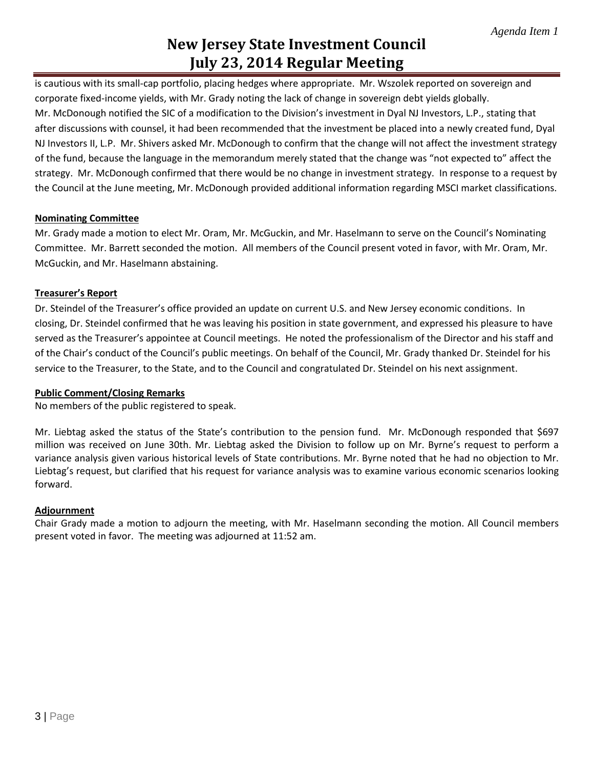is cautious with its small-cap portfolio, placing hedges where appropriate. Mr. Wszolek reported on sovereign and corporate fixed-income yields, with Mr. Grady noting the lack of change in sovereign debt yields globally.

Mr. McDonough notified the SIC of a modification to the Division's investment in Dyal NJ Investors, L.P., stating that after discussions with counsel, it had been recommended that the investment be placed into a newly created fund, Dyal NJ Investors II, L.P. Mr. Shivers asked Mr. McDonough to confirm that the change will not affect the investment strategy of the fund, because the language in the memorandum merely stated that the change was "not expected to" affect the strategy. Mr. McDonough confirmed that there would be no change in investment strategy. In response to a request by the Council at the June meeting, Mr. McDonough provided additional information regarding MSCI market classifications.

**Nominating Committee**

Mr. Grady made a motion to elect Mr. Oram, Mr. McGuckin, and Mr. Haselmann to serve on the Council's Nominating Committee. Mr. Barrett seconded the motion. All members of the Council present voted in favor, with Mr. Oram, Mr. McGuckin, and Mr. Haselmann abstaining.

**Treasurer's Report**

Dr. Steindel of the Treasurer's office provided an update on current U.S. and New Jersey economic conditions. In closing, Dr. Steindel confirmed that he was leaving his position in state government, and expressed his pleasure to have served as the Treasurer's appointee at Council meetings. He noted the professionalism of the Director and his staff and of the Chair's conduct of the Council's public meetings. On behalf of the Council, Mr. Grady thanked Dr. Steindel for his service to the Treasurer, to the State, and to the Council and congratulated Dr. Steindel on his next assignment.

**Public Comment/Closing Remarks**

No members of the public registered to speak.

Mr. Liebtag asked the status of the State's contribution to the pension fund. Mr. McDonough responded that $697 million was received on June 30th. Mr. Liebtag asked the Division to follow up on Mr. Byrne's request to perform a variance analysis given various historical levels of State contributions. Mr. Byrne noted that he had no objection to Mr. Liebtag's request, but clarified that his request for variance analysis was to examine various economic scenarios looking forward.

**Adjournment**

Chair Grady made a motion to adjourn the meeting, with Mr. Haselmann seconding the motion. All Council members present voted in favor. The meeting was adjourned at 11:52 am.